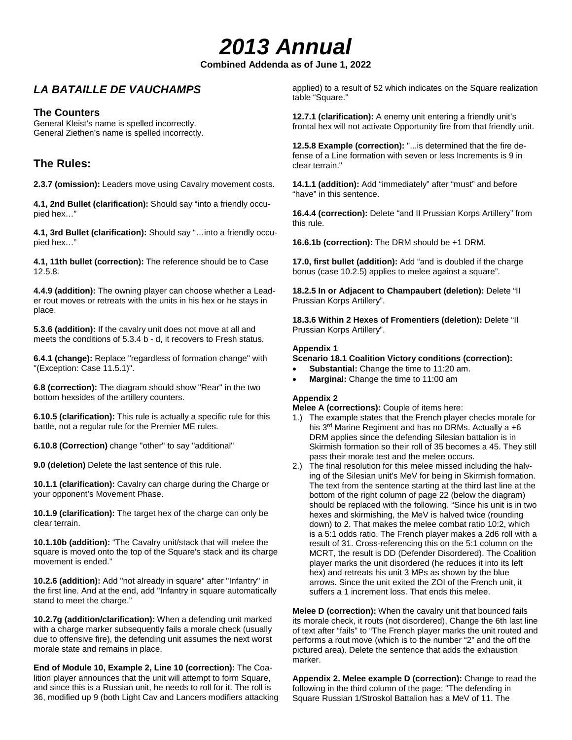# *2013 Annual*

**Combined Addenda as of June 1, 2022**

## *LA BATAILLE DE VAUCHAMPS*

### The Counters

General Kleist's name is spelled incorrectly.
General Ziethen's name is spelled incorrectly.

## The Rules:

**2.3.7 (omission):** Leaders move using Cavalry movement costs.

**4.1, 2nd Bullet (clarification):** Should say "into a friendly occupied hex…"

**4.1, 3rd Bullet (clarification):** Should say "…into a friendly occupied hex…"

**4.1, 11th bullet (correction):** The reference should be to Case 12.5.8.

**4.4.9 (addition):** The owning player can choose whether a Leader rout moves or retreats with the units in his hex or he stays in place.

**5.3.6 (addition):** If the cavalry unit does not move at all and meets the conditions of 5.3.4 b - d, it recovers to Fresh status.

**6.4.1 (change):** Replace "regardless of formation change" with "(Exception: Case 11.5.1)".

**6.8 (correction):** The diagram should show "Rear" in the two bottom hexsides of the artillery counters.

**6.10.5 (clarification):** This rule is actually a specific rule for this battle, not a regular rule for the Premier ME rules.

**6.10.8 (Correction)** change "other" to say "additional"

**9.0 (deletion)** Delete the last sentence of this rule.

**10.1.1 (clarification):** Cavalry can charge during the Charge or your opponent's Movement Phase.

**10.1.9 (clarification):** The target hex of the charge can only be clear terrain.

**10.1.10b (addition):** "The Cavalry unit/stack that will melee the square is moved onto the top of the Square's stack and its charge movement is ended."

**10.2.6 (addition):** Add "not already in square" after "Infantry" in the first line. And at the end, add "Infantry in square automatically stand to meet the charge."

**10.2.7g (addition/clarification):** When a defending unit marked with a charge marker subsequently fails a morale check (usually due to offensive fire), the defending unit assumes the next worst morale state and remains in place.

**End of Module 10, Example 2, Line 10 (correction):** The Coalition player announces that the unit will attempt to form Square, and since this is a Russian unit, he needs to roll for it. The roll is 36, modified up 9 (both Light Cav and Lancers modifiers attacking applied) to a result of 52 which indicates on the Square realization table "Square."

**12.7.1 (clarification):** A enemy unit entering a friendly unit's frontal hex will not activate Opportunity fire from that friendly unit.

**12.5.8 Example (correction):** "...is determined that the fire defense of a Line formation with seven or less Increments is 9 in clear terrain."

**14.1.1 (addition):** Add "immediately" after "must" and before "have" in this sentence.

**16.4.4 (correction):** Delete "and II Prussian Korps Artillery" from this rule.

**16.6.1b (correction):** The DRM should be +1 DRM.

**17.0, first bullet (addition):** Add "and is doubled if the charge bonus (case 10.2.5) applies to melee against a square".

**18.2.5 In or Adjacent to Champaubert (deletion):** Delete "II Prussian Korps Artillery".

**18.3.6 Within 2 Hexes of Fromentiers (deletion):** Delete "II Prussian Korps Artillery".

**Appendix 1**

**Scenario 18.1 Coalition Victory conditions (correction):**

- **Substantial:** Change the time to 11:20 am.
- **Marginal:** Change the time to 11:00 am

**Appendix 2**

**Melee A (corrections):** Couple of items here:

1.) The example states that the French player checks morale for his 3rd Marine Regiment and has no DRMs. Actually a +6 DRM applies since the defending Silesian battalion is in Skirmish formation so their roll of 35 becomes a 45. They still pass their morale test and the melee occurs.
2.) The final resolution for this melee missed including the halving of the Silesian unit's MeV for being in Skirmish formation. The text from the sentence starting at the third last line at the bottom of the right column of page 22 (below the diagram) should be replaced with the following. "Since his unit is in two hexes and skirmishing, the MeV is halved twice (rounding down) to 2. That makes the melee combat ratio 10:2, which is a 5:1 odds ratio. The French player makes a 2d6 roll with a result of 31. Cross-referencing this on the 5:1 column on the MCRT, the result is DD (Defender Disordered). The Coalition player marks the unit disordered (he reduces it into its left hex) and retreats his unit 3 MPs as shown by the blue arrows. Since the unit exited the ZOI of the French unit, it suffers a 1 increment loss. That ends this melee.

**Melee D (correction):** When the cavalry unit that bounced fails its morale check, it routs (not disordered), Change the 6th last line of text after "fails" to "The French player marks the unit routed and performs a rout move (which is to the number "2" and the off the pictured area). Delete the sentence that adds the exhaustion marker.

**Appendix 2. Melee example D (correction):** Change to read the following in the third column of the page: "The defending in Square Russian 1/Stroskol Battalion has a MeV of 11. The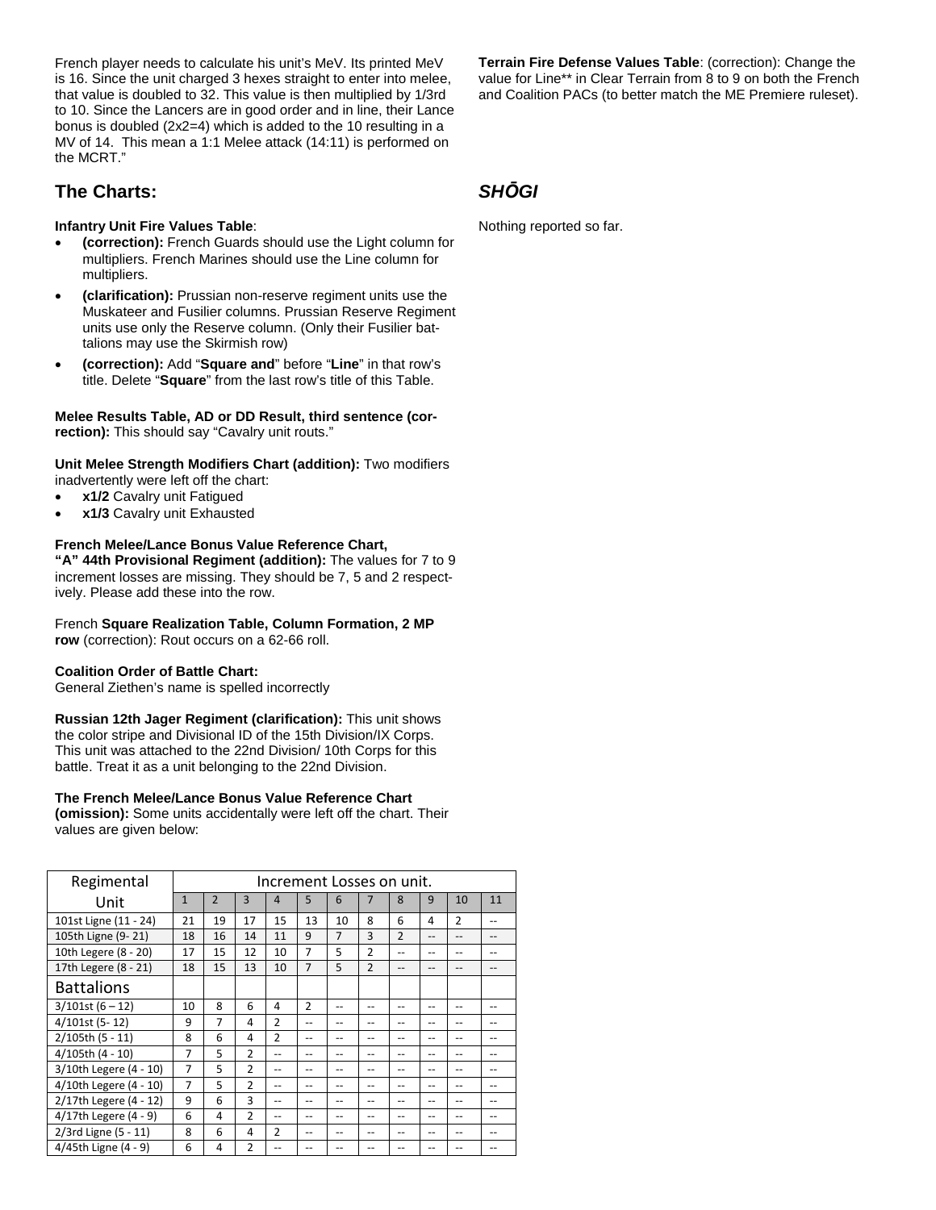French player needs to calculate his unit's MeV. Its printed MeV is 16. Since the unit charged 3 hexes straight to enter into melee, that value is doubled to 32. This value is then multiplied by 1/3rd to 10. Since the Lancers are in good order and in line, their Lance bonus is doubled (2x2=4) which is added to the 10 resulting in a MV of 14. This mean a 1:1 Melee attack (14:11) is performed on the MCRT."

## The Charts:

**Infantry Unit Fire Values Table**:

- **(correction):** French Guards should use the Light column for multipliers. French Marines should use the Line column for multipliers.
- **(clarification):** Prussian non-reserve regiment units use the Muskateer and Fusilier columns. Prussian Reserve Regiment units use only the Reserve column. (Only their Fusilier battalions may use the Skirmish row)
- **(correction):** Add "**Square and**" before "**Line**" in that row's title. Delete "**Square**" from the last row's title of this Table.

**Melee Results Table, AD or DD Result, third sentence (correction):** This should say "Cavalry unit routs."

**Unit Melee Strength Modifiers Chart (addition):** Two modifiers inadvertently were left off the chart:

- **x1/2** Cavalry unit Fatigued
- **x1/3** Cavalry unit Exhausted

**French Melee/Lance Bonus Value Reference Chart, "A" 44th Provisional Regiment (addition):** The values for 7 to 9 increment losses are missing. They should be 7, 5 and 2 respectively. Please add these into the row.

French **Square Realization Table, Column Formation, 2 MP row** (correction): Rout occurs on a 62-66 roll.

**Coalition Order of Battle Chart:**
General Ziethen's name is spelled incorrectly

**Russian 12th Jager Regiment (clarification):** This unit shows the color stripe and Divisional ID of the 15th Division/IX Corps. This unit was attached to the 22nd Division/ 10th Corps for this battle. Treat it as a unit belonging to the 22nd Division.

**The French Melee/Lance Bonus Value Reference Chart (omission):** Some units accidentally were left off the chart. Their values are given below:

| Regimental Unit | Increment Losses on unit. | | | | | | | | | | |
|---|---|---|---|---|---|---|---|---|---|---|---|
| | 1 | 2 | 3 | 4 | 5 | 6 | 7 | 8 | 9 | 10 | 11 |
| 101st Ligne (11 - 24) | 21 | 19 | 17 | 15 | 13 | 10 | 8 | 6 | 4 | 2 | -- |
| 105th Ligne (9- 21) | 18 | 16 | 14 | 11 | 9 | 7 | 3 | 2 | -- | -- | -- |
| 10th Legere (8 - 20) | 17 | 15 | 12 | 10 | 7 | 5 | 2 | -- | -- | -- | -- |
| 17th Legere (8 - 21) | 18 | 15 | 13 | 10 | 7 | 5 | 2 | -- | -- | -- | -- |
| Battalions | | | | | | | | | | | |
| 3/101st (6 – 12) | 10 | 8 | 6 | 4 | 2 | -- | -- | -- | -- | -- | -- |
| 4/101st (5- 12) | 9 | 7 | 4 | 2 | -- | -- | -- | -- | -- | -- | -- |
| 2/105th (5 - 11) | 8 | 6 | 4 | 2 | -- | -- | -- | -- | -- | -- | -- |
| 4/105th (4 - 10) | 7 | 5 | 2 | -- | -- | -- | -- | -- | -- | -- | -- |
| 3/10th Legere (4 - 10) | 7 | 5 | 2 | -- | -- | -- | -- | -- | -- | -- | -- |
| 4/10th Legere (4 - 10) | 7 | 5 | 2 | -- | -- | -- | -- | -- | -- | -- | -- |
| 2/17th Legere (4 - 12) | 9 | 6 | 3 | -- | -- | -- | -- | -- | -- | -- | -- |
| 4/17th Legere (4 - 9) | 6 | 4 | 2 | -- | -- | -- | -- | -- | -- | -- | -- |
| 2/3rd Ligne (5 - 11) | 8 | 6 | 4 | 2 | -- | -- | -- | -- | -- | -- | -- |
| 4/45th Ligne (4 - 9) | 6 | 4 | 2 | -- | -- | -- | -- | -- | -- | -- | -- |

**Terrain Fire Defense Values Table**: (correction): Change the value for Line** in Clear Terrain from 8 to 9 on both the French and Coalition PACs (to better match the ME Premiere ruleset).

## *SHŌGI*

Nothing reported so far.